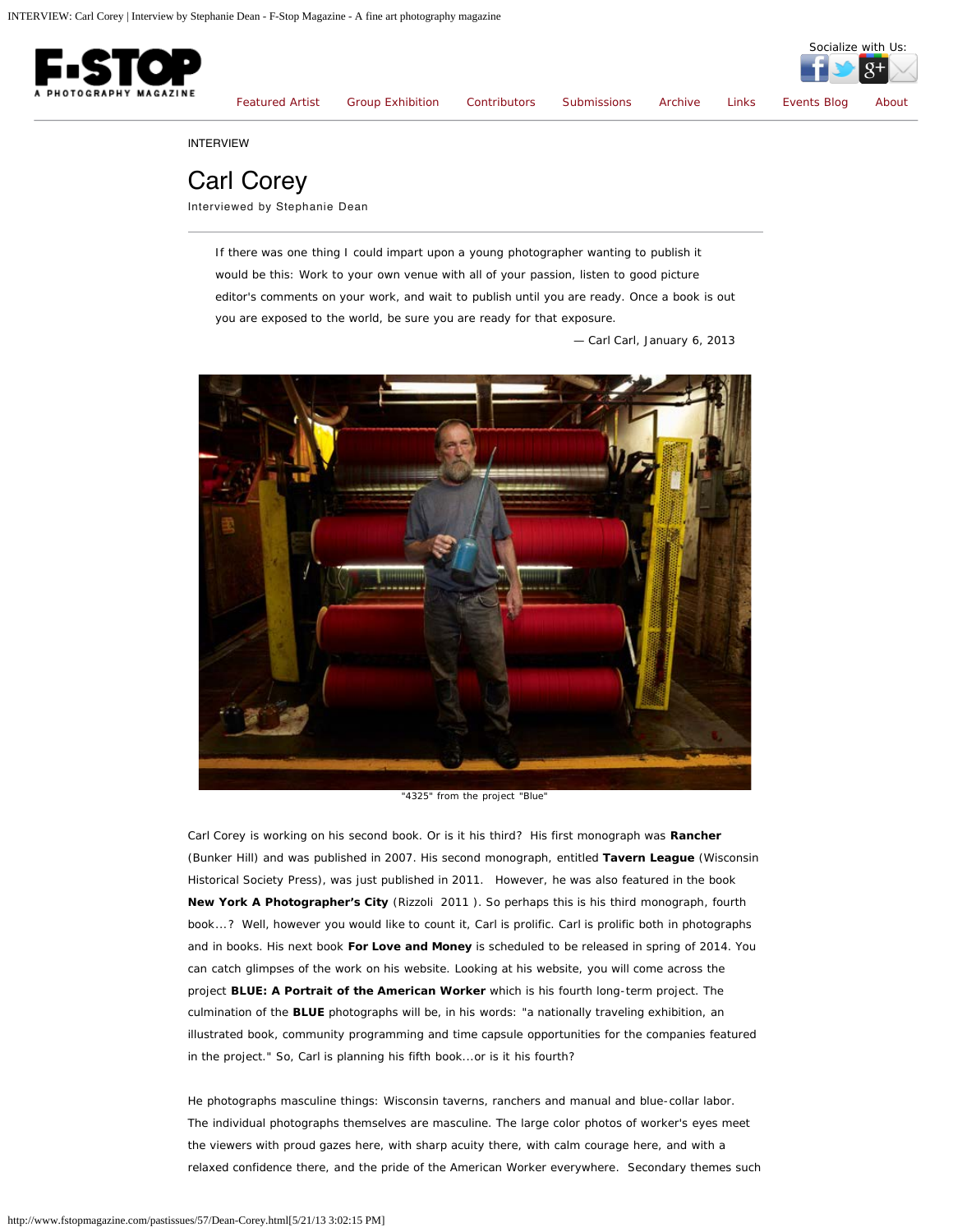INTERVIEW

# Carl Corey

Interviewed by Stephanie Dean

> If there was one thing I could impart upon a young photographer wanting to publish it would be this: Work to your own venue with all of your passion, listen to good picture editor's comments on your work, and wait to publish until you are ready. Once a book is out you are exposed to the world, be sure you are ready for that exposure.
>
> — Carl Carl, January 6, 2013

"4325" from the project "Blue"

Carl Corey is working on his second book. Or is it his third? His first monograph was **Rancher** (Bunker Hill) and was published in 2007. His second monograph, entitled **Tavern League** (Wisconsin Historical Society Press), was just published in 2011. However, he was also featured in the book **New York A Photographer's City** (Rizzoli 2011 ). So perhaps this is his third monograph, fourth book...? Well, however you would like to count it, Carl is prolific. Carl is prolific both in photographs and in books. His next book **For Love and Money** is scheduled to be released in spring of 2014. You can catch glimpses of the work on his website. Looking at his website, you will come across the project **BLUE: A Portrait of the American Worker** which is his fourth long-term project. The culmination of the **BLUE** photographs will be, in his words: "a nationally traveling exhibition, an illustrated book, community programming and time capsule opportunities for the companies featured in the project." So, Carl is planning his fifth book...or is it his fourth?

He photographs masculine things: Wisconsin taverns, ranchers and manual and blue-collar labor. The individual photographs themselves are masculine. The large color photos of worker's eyes meet the viewers with proud gazes here, with sharp acuity there, with calm courage here, and with a relaxed confidence there, and the pride of the American Worker everywhere. Secondary themes such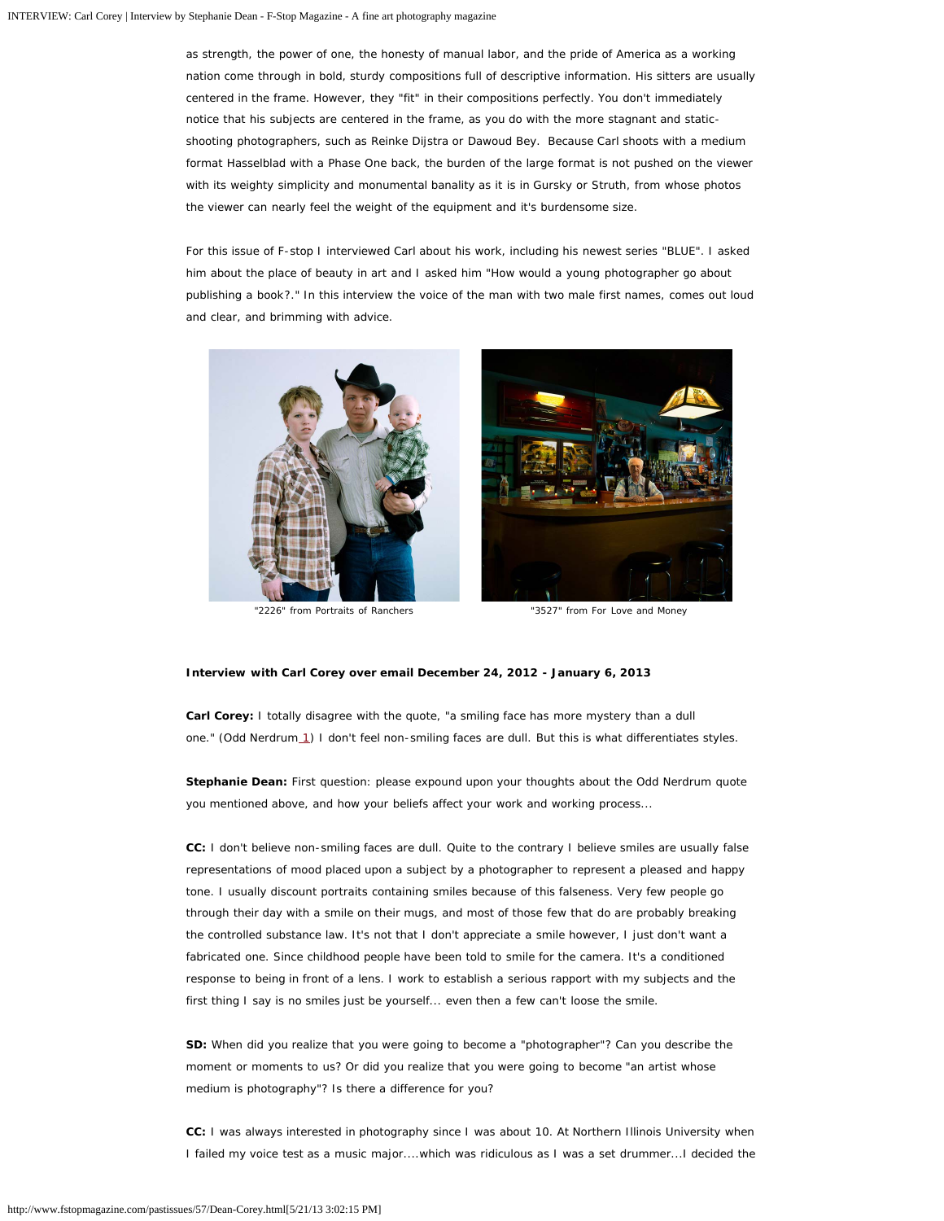as strength, the power of one, the honesty of manual labor, and the pride of America as a working nation come through in bold, sturdy compositions full of descriptive information. His sitters are usually centered in the frame. However, they "fit" in their compositions perfectly. You don't immediately notice that his subjects are centered in the frame, as you do with the more stagnant and static-shooting photographers, such as Reinke Dijstra or Dawoud Bey. Because Carl shoots with a medium format Hasselblad with a Phase One back, the burden of the large format is not pushed on the viewer with its weighty simplicity and monumental banality as it is in Gursky or Struth, from whose photos the viewer can nearly feel the weight of the equipment and it's burdensome size.

For this issue of F-stop I interviewed Carl about his work, including his newest series "BLUE". I asked him about the place of beauty in art and I asked him "How would a young photographer go about publishing a book?." In this interview the voice of the man with two male first names, comes out loud and clear, and brimming with advice.

"2226" from Portraits of Ranchers

"3527" from For Love and Money

**Interview with Carl Corey over email December 24, 2012 - January 6, 2013**

**Carl Corey:** I totally disagree with the quote, "a smiling face has more mystery than a dull one." (Odd Nerdrum [1]) I don't feel non-smiling faces are dull. But this is what differentiates styles.

**Stephanie Dean:** First question: please expound upon your thoughts about the Odd Nerdrum quote you mentioned above, and how your beliefs affect your work and working process...

**CC:** I don't believe non-smiling faces are dull. Quite to the contrary I believe smiles are usually false representations of mood placed upon a subject by a photographer to represent a pleased and happy tone. I usually discount portraits containing smiles because of this falseness. Very few people go through their day with a smile on their mugs, and most of those few that do are probably breaking the controlled substance law. It's not that I don't appreciate a smile however, I just don't want a fabricated one. Since childhood people have been told to smile for the camera. It's a conditioned response to being in front of a lens. I work to establish a serious rapport with my subjects and the first thing I say is no smiles just be yourself... even then a few can't loose the smile.

**SD:** When did you realize that you were going to become a "photographer"? Can you describe the moment or moments to us? Or did you realize that you were going to become "an artist whose medium is photography"? Is there a difference for you?

**CC:** I was always interested in photography since I was about 10. At Northern Illinois University when I failed my voice test as a music major....which was ridiculous as I was a set drummer...I decided the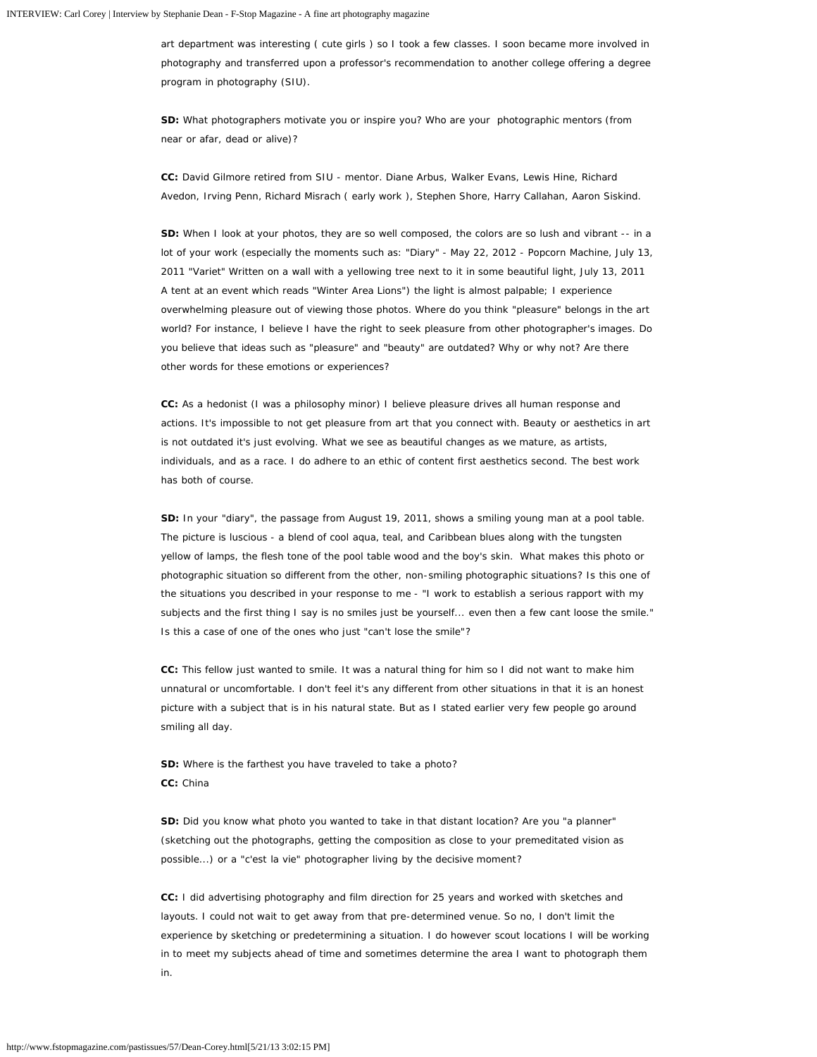art department was interesting ( cute girls ) so I took a few classes. I soon became more involved in photography and transferred upon a professor's recommendation to another college offering a degree program in photography (SIU).

**SD:** What photographers motivate you or inspire you? Who are your photographic mentors (from near or afar, dead or alive)?

**CC:** David Gilmore retired from SIU - mentor. Diane Arbus, Walker Evans, Lewis Hine, Richard Avedon, Irving Penn, Richard Misrach ( early work ), Stephen Shore, Harry Callahan, Aaron Siskind.

**SD:** When I look at your photos, they are so well composed, the colors are so lush and vibrant -- in a lot of your work (especially the moments such as: "Diary" - May 22, 2012 - Popcorn Machine, July 13, 2011 "Variet" Written on a wall with a yellowing tree next to it in some beautiful light, July 13, 2011 A tent at an event which reads "Winter Area Lions") the light is almost palpable; I experience overwhelming pleasure out of viewing those photos. Where do you think "pleasure" belongs in the art world? For instance, I believe I have the right to seek pleasure from other photographer's images. Do you believe that ideas such as "pleasure" and "beauty" are outdated? Why or why not? Are there other words for these emotions or experiences?

**CC:** As a hedonist (I was a philosophy minor) I believe pleasure drives all human response and actions. It's impossible to not get pleasure from art that you connect with. Beauty or aesthetics in art is not outdated it's just evolving. What we see as beautiful changes as we mature, as artists, individuals, and as a race. I do adhere to an ethic of content first aesthetics second. The best work has both of course.

**SD:** In your "diary", the passage from August 19, 2011, shows a smiling young man at a pool table. The picture is luscious - a blend of cool aqua, teal, and Caribbean blues along with the tungsten yellow of lamps, the flesh tone of the pool table wood and the boy's skin. What makes this photo or photographic situation so different from the other, non-smiling photographic situations? Is this one of the situations you described in your response to me - "I work to establish a serious rapport with my subjects and the first thing I say is no smiles just be yourself... even then a few cant loose the smile." Is this a case of one of the ones who just "can't lose the smile"?

**CC:** This fellow just wanted to smile. It was a natural thing for him so I did not want to make him unnatural or uncomfortable. I don't feel it's any different from other situations in that it is an honest picture with a subject that is in his natural state. But as I stated earlier very few people go around smiling all day.

**SD:** Where is the farthest you have traveled to take a photo?
**CC:** China

**SD:** Did you know what photo you wanted to take in that distant location? Are you "a planner" (sketching out the photographs, getting the composition as close to your premeditated vision as possible...) or a "c'est la vie" photographer living by the decisive moment?

**CC:** I did advertising photography and film direction for 25 years and worked with sketches and layouts. I could not wait to get away from that pre-determined venue. So no, I don't limit the experience by sketching or predetermining a situation. I do however scout locations I will be working in to meet my subjects ahead of time and sometimes determine the area I want to photograph them in.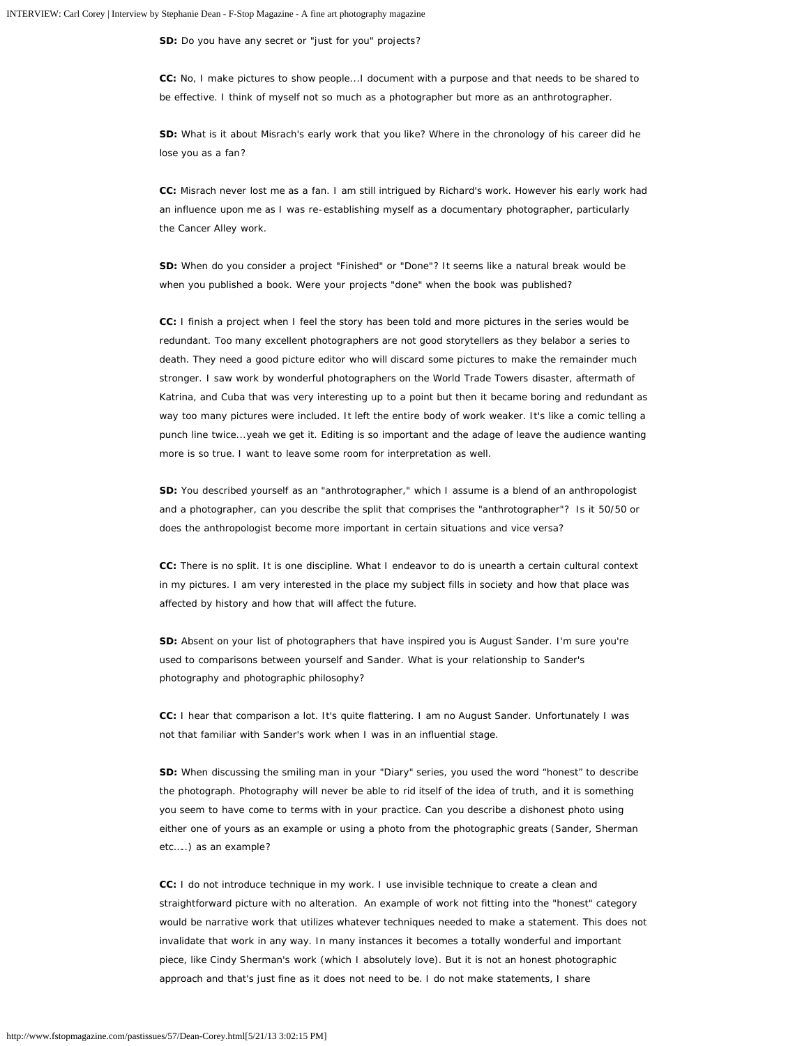**SD:** Do you have any secret or "just for you" projects?

**CC:** No, I make pictures to show people...I document with a purpose and that needs to be shared to be effective. I think of myself not so much as a photographer but more as an anthrotographer.

**SD:** What is it about Misrach's early work that you like? Where in the chronology of his career did he lose you as a fan?

**CC:** Misrach never lost me as a fan. I am still intrigued by Richard's work. However his early work had an influence upon me as I was re-establishing myself as a documentary photographer, particularly the Cancer Alley work.

**SD:** When do you consider a project "Finished" or "Done"? It seems like a natural break would be when you published a book. Were your projects "done" when the book was published?

**CC:** I finish a project when I feel the story has been told and more pictures in the series would be redundant. Too many excellent photographers are not good storytellers as they belabor a series to death. They need a good picture editor who will discard some pictures to make the remainder much stronger. I saw work by wonderful photographers on the World Trade Towers disaster, aftermath of Katrina, and Cuba that was very interesting up to a point but then it became boring and redundant as way too many pictures were included. It left the entire body of work weaker. It's like a comic telling a punch line twice...yeah we get it. Editing is so important and the adage of leave the audience wanting more is so true. I want to leave some room for interpretation as well.

**SD:** You described yourself as an "anthrotographer," which I assume is a blend of an anthropologist and a photographer, can you describe the split that comprises the "anthrotographer"? Is it 50/50 or does the anthropologist become more important in certain situations and vice versa?

**CC:** There is no split. It is one discipline. What I endeavor to do is unearth a certain cultural context in my pictures. I am very interested in the place my subject fills in society and how that place was affected by history and how that will affect the future.

**SD:** Absent on your list of photographers that have inspired you is August Sander. I'm sure you're used to comparisons between yourself and Sander. What is your relationship to Sander's photography and photographic philosophy?

**CC:** I hear that comparison a lot. It's quite flattering. I am no August Sander. Unfortunately I was not that familiar with Sander's work when I was in an influential stage.

**SD:** When discussing the smiling man in your "Diary" series, you used the word "honest" to describe the photograph. Photography will never be able to rid itself of the idea of truth, and it is something you seem to have come to terms with in your practice. Can you describe a dishonest photo using either one of yours as an example or using a photo from the photographic greats (Sander, Sherman etc.....) as an example?

**CC:** I do not introduce technique in my work. I use invisible technique to create a clean and straightforward picture with no alteration. An example of work not fitting into the "honest" category would be narrative work that utilizes whatever techniques needed to make a statement. This does not invalidate that work in any way. In many instances it becomes a totally wonderful and important piece, like Cindy Sherman's work (which I absolutely love). But it is not an honest photographic approach and that's just fine as it does not need to be. I do not make statements, I share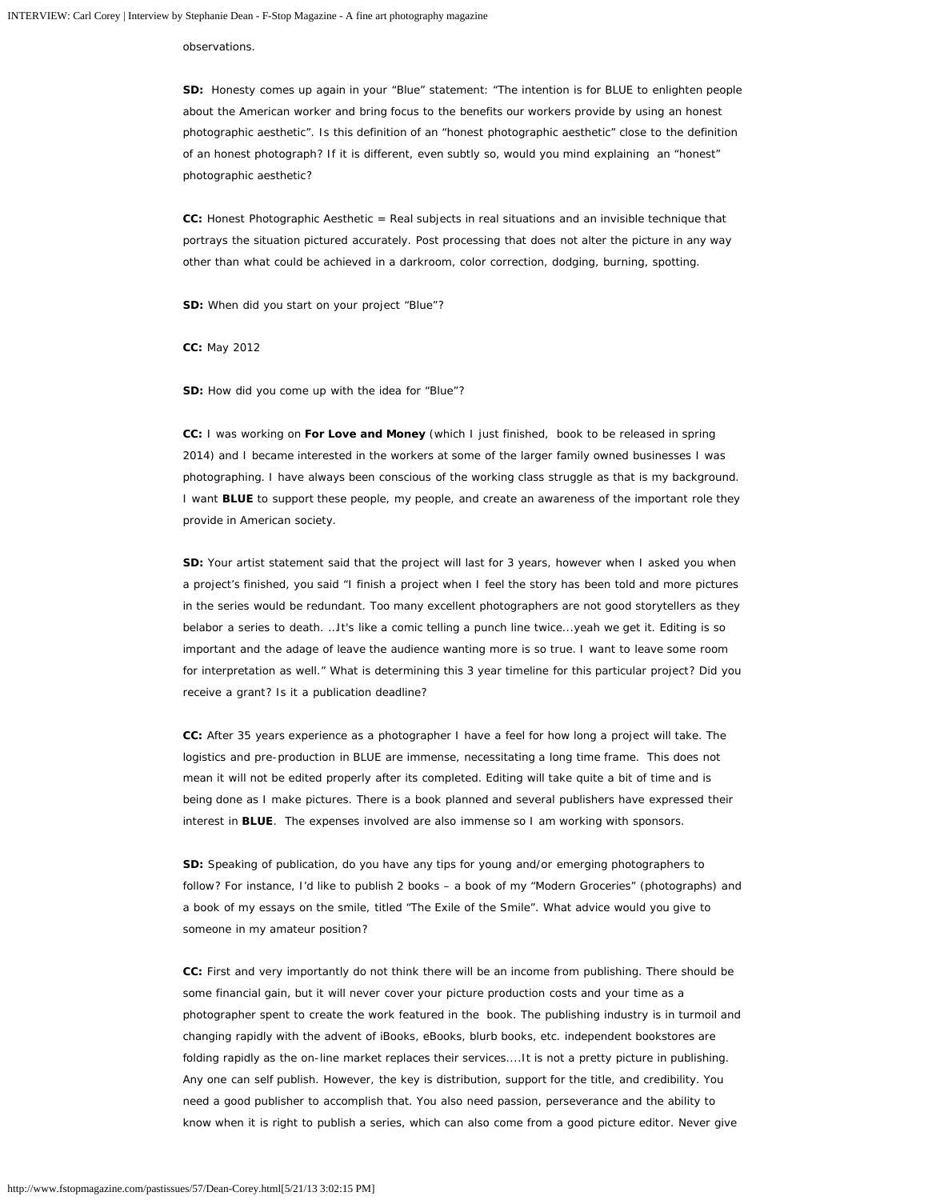observations.

**SD:** Honesty comes up again in your "Blue" statement: "The intention is for BLUE to enlighten people about the American worker and bring focus to the benefits our workers provide by using an honest photographic aesthetic". Is this definition of an "honest photographic aesthetic" close to the definition of an honest photograph? If it is different, even subtly so, would you mind explaining an "honest" photographic aesthetic?

**CC:** Honest Photographic Aesthetic = Real subjects in real situations and an invisible technique that portrays the situation pictured accurately. Post processing that does not alter the picture in any way other than what could be achieved in a darkroom, color correction, dodging, burning, spotting.

**SD:** When did you start on your project "Blue"?

**CC:** May 2012

**SD:** How did you come up with the idea for "Blue"?

**CC:** I was working on **For Love and Money** (which I just finished, book to be released in spring 2014) and I became interested in the workers at some of the larger family owned businesses I was photographing. I have always been conscious of the working class struggle as that is my background. I want **BLUE** to support these people, my people, and create an awareness of the important role they provide in American society.

**SD:** Your artist statement said that the project will last for 3 years, however when I asked you when a project's finished, you said "I finish a project when I feel the story has been told and more pictures in the series would be redundant. Too many excellent photographers are not good storytellers as they belabor a series to death. ...It's like a comic telling a punch line twice...yeah we get it. Editing is so important and the adage of leave the audience wanting more is so true. I want to leave some room for interpretation as well." What is determining this 3 year timeline for this particular project? Did you receive a grant? Is it a publication deadline?

**CC:** After 35 years experience as a photographer I have a feel for how long a project will take. The logistics and pre-production in BLUE are immense, necessitating a long time frame. This does not mean it will not be edited properly after its completed. Editing will take quite a bit of time and is being done as I make pictures. There is a book planned and several publishers have expressed their interest in **BLUE**. The expenses involved are also immense so I am working with sponsors.

**SD:** Speaking of publication, do you have any tips for young and/or emerging photographers to follow? For instance, I'd like to publish 2 books – a book of my "Modern Groceries" (photographs) and a book of my essays on the smile, titled "The Exile of the Smile". What advice would you give to someone in my amateur position?

**CC:** First and very importantly do not think there will be an income from publishing. There should be some financial gain, but it will never cover your picture production costs and your time as a photographer spent to create the work featured in the book. The publishing industry is in turmoil and changing rapidly with the advent of iBooks, eBooks, blurb books, etc. independent bookstores are folding rapidly as the on-line market replaces their services....It is not a pretty picture in publishing. Any one can self publish. However, the key is distribution, support for the title, and credibility. You need a good publisher to accomplish that. You also need passion, perseverance and the ability to know when it is right to publish a series, which can also come from a good picture editor. Never give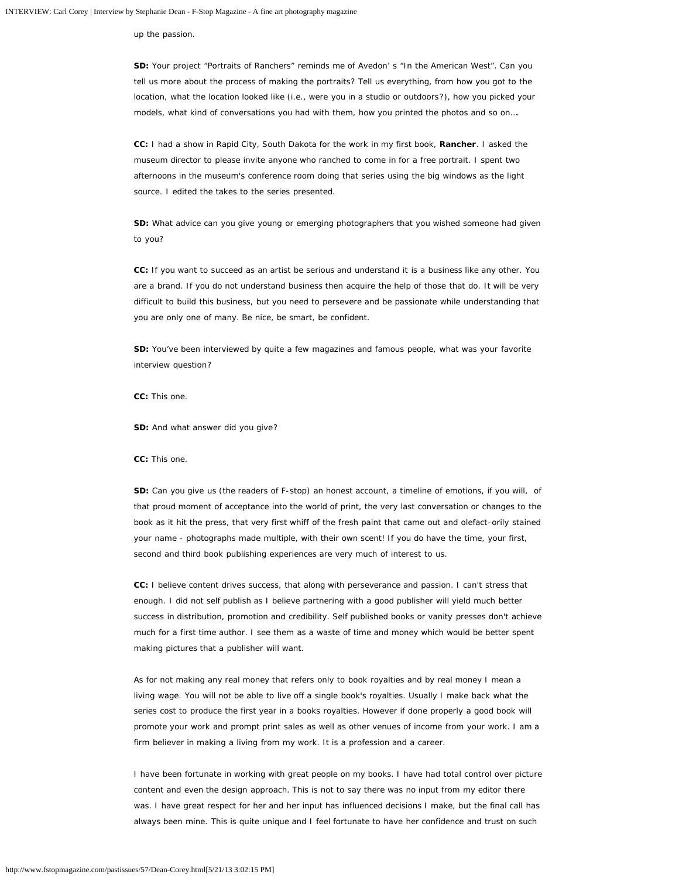up the passion.

**SD:** Your project "Portraits of Ranchers" reminds me of Avedon' s "In the American West". Can you tell us more about the process of making the portraits? Tell us everything, from how you got to the location, what the location looked like (i.e., were you in a studio or outdoors?), how you picked your models, what kind of conversations you had with them, how you printed the photos and so on….

**CC:** I had a show in Rapid City, South Dakota for the work in my first book, **Rancher**. I asked the museum director to please invite anyone who ranched to come in for a free portrait. I spent two afternoons in the museum's conference room doing that series using the big windows as the light source. I edited the takes to the series presented.

**SD:** What advice can you give young or emerging photographers that you wished someone had given to you?

**CC:** If you want to succeed as an artist be serious and understand it is a business like any other. You are a brand. If you do not understand business then acquire the help of those that do. It will be very difficult to build this business, but you need to persevere and be passionate while understanding that you are only one of many. Be nice, be smart, be confident.

**SD:** You've been interviewed by quite a few magazines and famous people, what was your favorite interview question?

**CC:** This one.

**SD:** And what answer did you give?

**CC:** This one.

**SD:** Can you give us (the readers of F-stop) an honest account, a timeline of emotions, if you will, of that proud moment of acceptance into the world of print, the very last conversation or changes to the book as it hit the press, that very first whiff of the fresh paint that came out and olefact-orily stained your name - photographs made multiple, with their own scent! If you do have the time, your first, second and third book publishing experiences are very much of interest to us.

**CC:** I believe content drives success, that along with perseverance and passion. I can't stress that enough. I did not self publish as I believe partnering with a good publisher will yield much better success in distribution, promotion and credibility. Self published books or vanity presses don't achieve much for a first time author. I see them as a waste of time and money which would be better spent making pictures that a publisher will want.

As for not making any real money that refers only to book royalties and by real money I mean a living wage. You will not be able to live off a single book's royalties. Usually I make back what the series cost to produce the first year in a books royalties. However if done properly a good book will promote your work and prompt print sales as well as other venues of income from your work. I am a firm believer in making a living from my work. It is a profession and a career.

I have been fortunate in working with great people on my books. I have had total control over picture content and even the design approach. This is not to say there was no input from my editor there was. I have great respect for her and her input has influenced decisions I make, but the final call has always been mine. This is quite unique and I feel fortunate to have her confidence and trust on such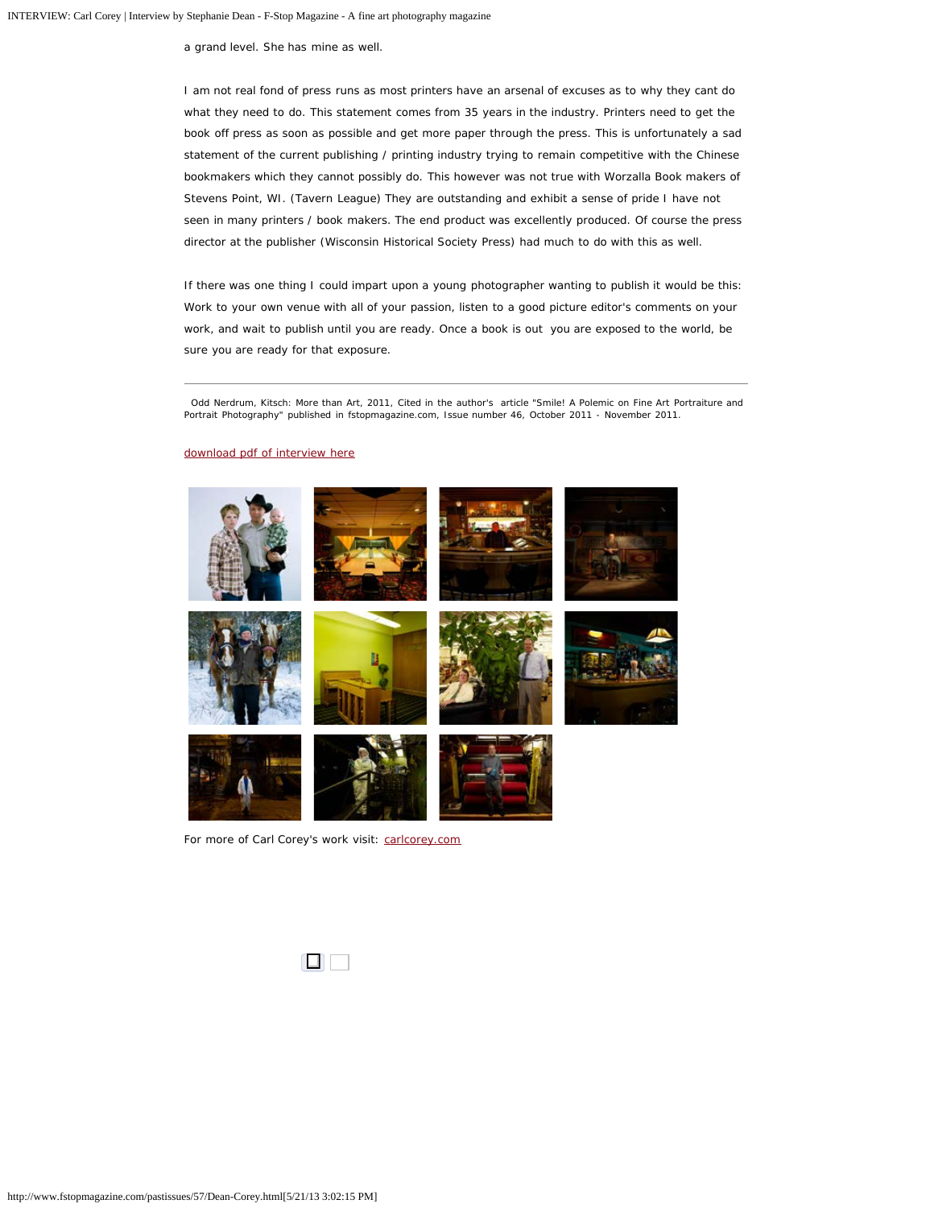a grand level. She has mine as well.

I am not real fond of press runs as most printers have an arsenal of excuses as to why they cant do what they need to do. This statement comes from 35 years in the industry. Printers need to get the book off press as soon as possible and get more paper through the press. This is unfortunately a sad statement of the current publishing / printing industry trying to remain competitive with the Chinese bookmakers which they cannot possibly do. This however was not true with Worzalla Book makers of Stevens Point, WI. (Tavern League) They are outstanding and exhibit a sense of pride I have not seen in many printers / book makers. The end product was excellently produced. Of course the press director at the publisher (Wisconsin Historical Society Press) had much to do with this as well.

If there was one thing I could impart upon a young photographer wanting to publish it would be this: Work to your own venue with all of your passion, listen to a good picture editor's comments on your work, and wait to publish until you are ready. Once a book is out you are exposed to the world, be sure you are ready for that exposure.

---

Odd Nerdrum, Kitsch: More than Art, 2011, Cited in the author's article "Smile! A Polemic on Fine Art Portraiture and Portrait Photography" published in fstopmagazine.com, Issue number 46, October 2011 - November 2011.

download pdf of interview here

For more of Carl Corey's work visit: carlcorey.com